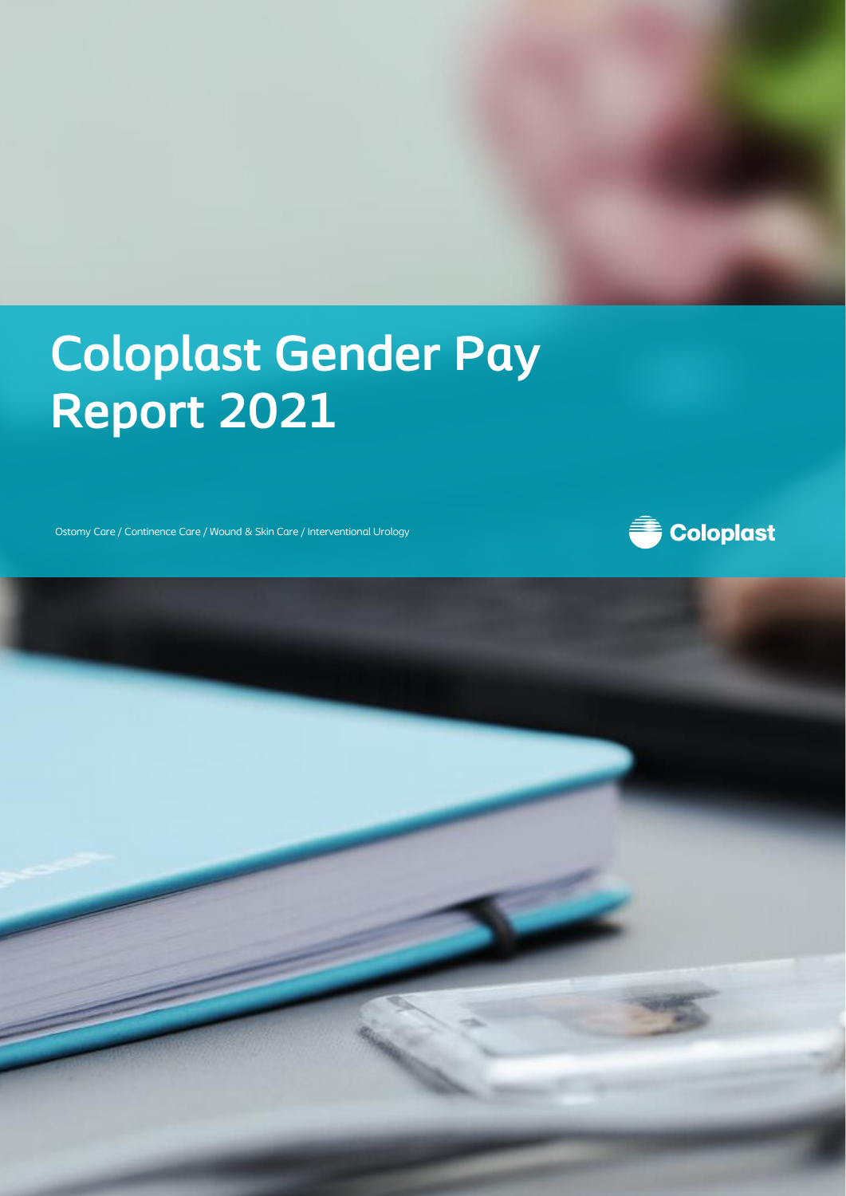# Coloplast Gender Pay Report 2021

Ostomy Care / Continence Care / Wound & Skin Care / Interventional Urology

Coloplast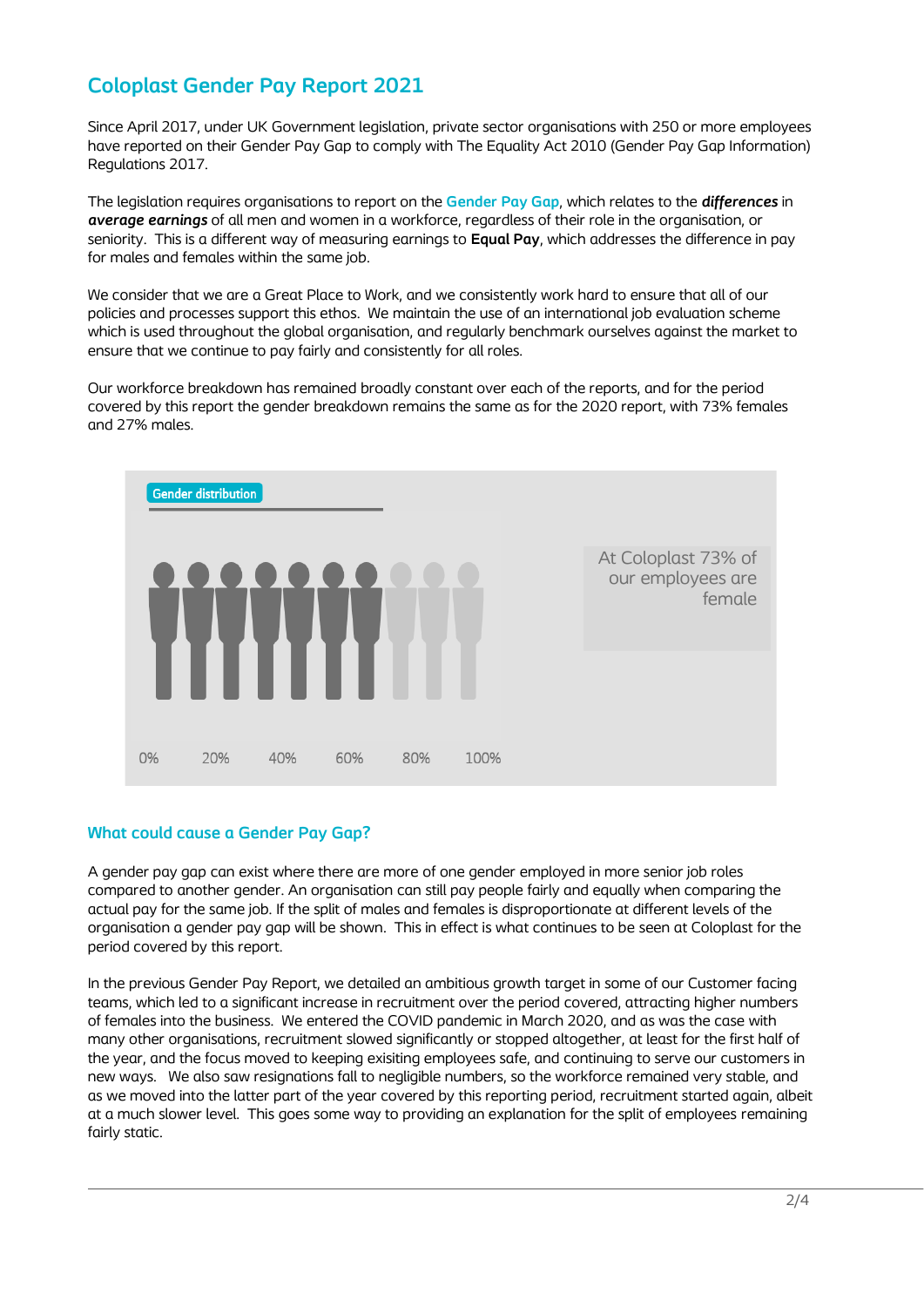## Coloplast Gender Pay Report 2021

Since April 2017, under UK Government legislation, private sector organisations with 250 or more employees have reported on their Gender Pay Gap to comply with The Equality Act 2010 (Gender Pay Gap Information) Regulations 2017.

The legislation requires organisations to report on the **Gender Pay Gap**, which relates to the ***differences*** in ***average earnings*** of all men and women in a workforce, regardless of their role in the organisation, or seniority. This is a different way of measuring earnings to **Equal Pay**, which addresses the difference in pay for males and females within the same job.

We consider that we are a Great Place to Work, and we consistently work hard to ensure that all of our policies and processes support this ethos. We maintain the use of an international job evaluation scheme which is used throughout the global organisation, and regularly benchmark ourselves against the market to ensure that we continue to pay fairly and consistently for all roles.

Our workforce breakdown has remained broadly constant over each of the reports, and for the period covered by this report the gender breakdown remains the same as for the 2020 report, with 73% females and 27% males.

Gender distribution

0% 20% 40% 60% 80% 100%

At Coloplast 73% of our employees are female

### What could cause a Gender Pay Gap?

A gender pay gap can exist where there are more of one gender employed in more senior job roles compared to another gender. An organisation can still pay people fairly and equally when comparing the actual pay for the same job. If the split of males and females is disproportionate at different levels of the organisation a gender pay gap will be shown. This in effect is what continues to be seen at Coloplast for the period covered by this report.

In the previous Gender Pay Report, we detailed an ambitious growth target in some of our Customer facing teams, which led to a significant increase in recruitment over the period covered, attracting higher numbers of females into the business. We entered the COVID pandemic in March 2020, and as was the case with many other organisations, recruitment slowed significantly or stopped altogether, at least for the first half of the year, and the focus moved to keeping exisiting employees safe, and continuing to serve our customers in new ways. We also saw resignations fall to negligible numbers, so the workforce remained very stable, and as we moved into the latter part of the year covered by this reporting period, recruitment started again, albeit at a much slower level. This goes some way to providing an explanation for the split of employees remaining fairly static.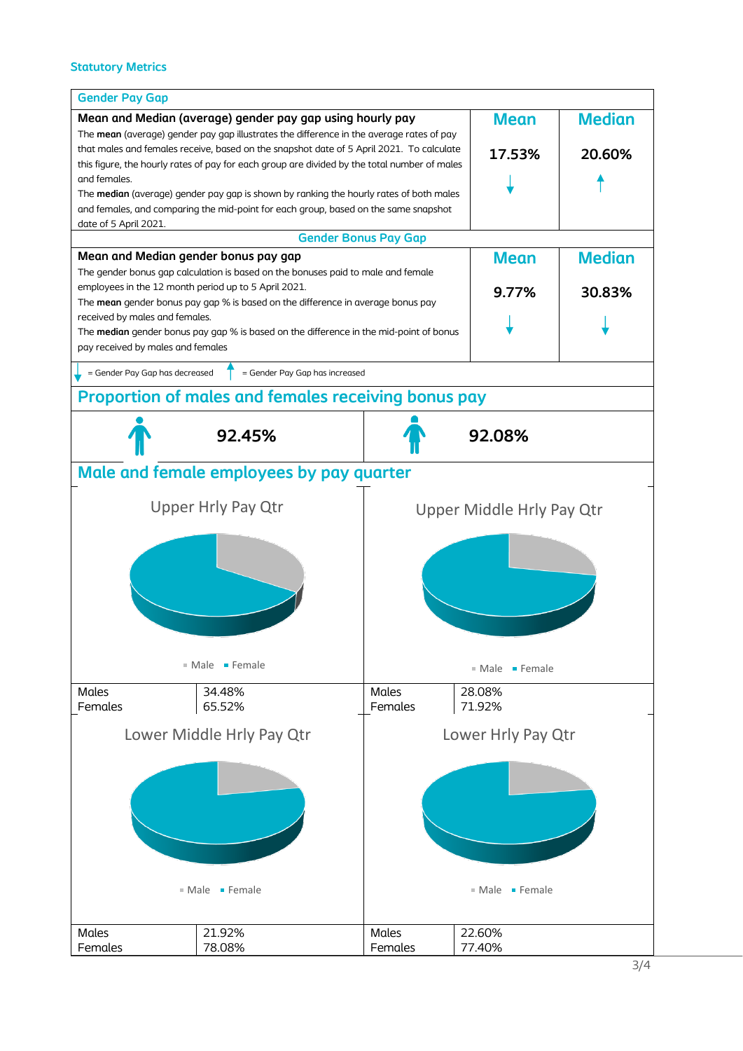## Statutory Metrics

### Gender Pay Gap

| Mean and Median (average) gender pay gap using hourly pay | Mean | Median |
|---|---|---|
| The **mean** (average) gender pay gap illustrates the difference in the average rates of pay that males and females receive, based on the snapshot date of 5 April 2021. To calculate this figure, the hourly rates of pay for each group are divided by the total number of males and females.<br>The **median** (average) gender pay gap is shown by ranking the hourly rates of both males and females, and comparing the mid-point for each group, based on the same snapshot date of 5 April 2021. | 17.53% ↓ | 20.60% ↑ |

### Gender Bonus Pay Gap

| Mean and Median gender bonus pay gap | Mean | Median |
|---|---|---|
| The gender bonus gap calculation is based on the bonuses paid to male and female employees in the 12 month period up to 5 April 2021.<br>The **mean** gender bonus pay gap % is based on the difference in average bonus pay received by males and females.<br>The **median** gender bonus pay gap % is based on the difference in the mid-point of bonus pay received by males and females | 9.77% ↓ | 30.83% ↓ |

↓ = Gender Pay Gap has decreased ↑ = Gender Pay Gap has increased

## Proportion of males and females receiving bonus pay

| Male | Female |
|---|---|
| 92.45% | 92.08% |

## Male and female employees by pay quarter

Upper Hrly Pay Qtr

| | |
|---|---|
| Males | 34.48% |
| Females | 65.52% |

Upper Middle Hrly Pay Qtr

| | |
|---|---|
| Males | 28.08% |
| Females | 71.92% |

Lower Middle Hrly Pay Qtr

| | |
|---|---|
| Males | 21.92% |
| Females | 78.08% |

Lower Hrly Pay Qtr

| | |
|---|---|
| Males | 22.60% |
| Females | 77.40% |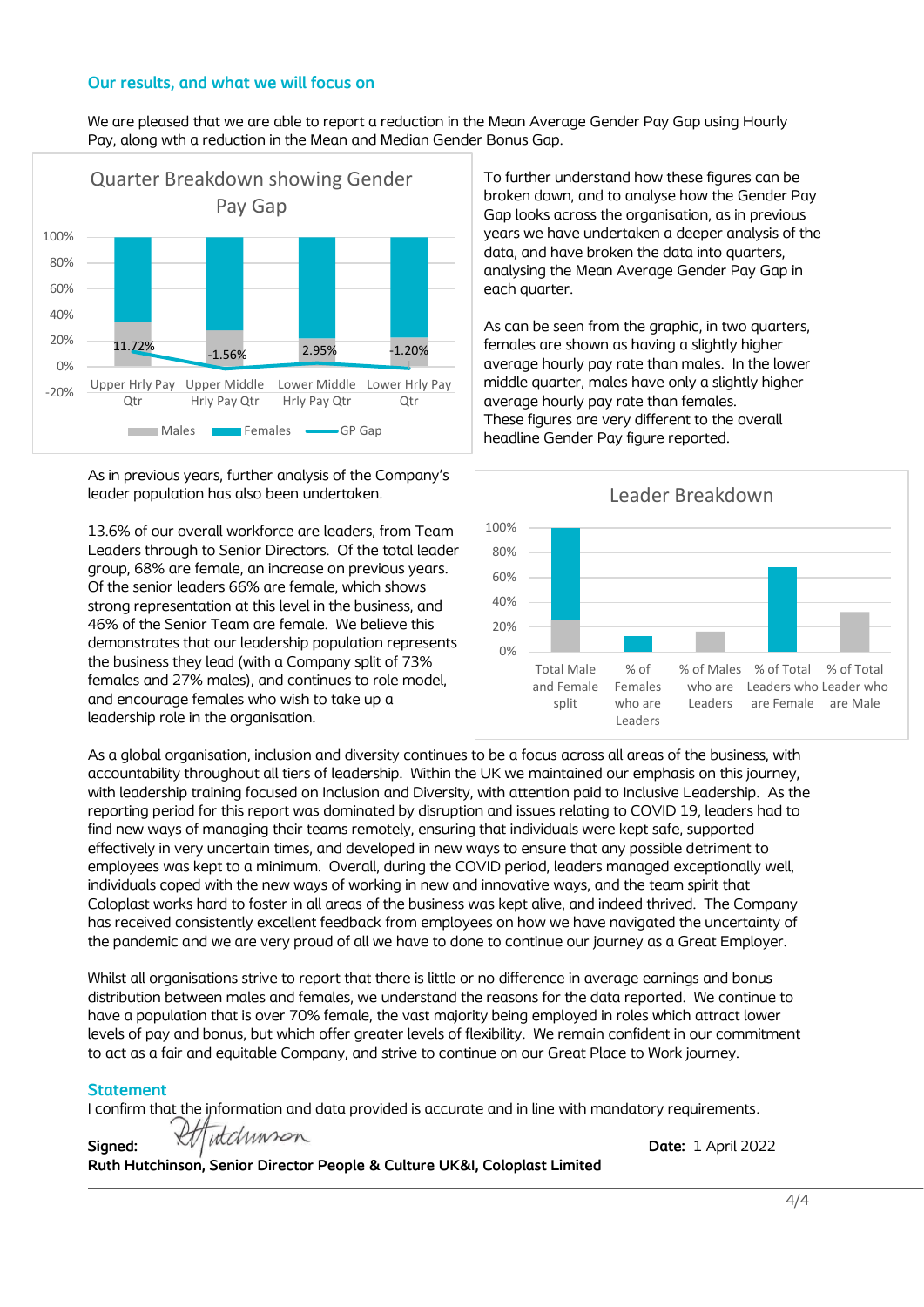## Our results, and what we will focus on

We are pleased that we are able to report a reduction in the Mean Average Gender Pay Gap using Hourly Pay, along wth a reduction in the Mean and Median Gender Bonus Gap.

Quarter Breakdown showing Gender Pay Gap

100%
80%
60%
40%
20%
0%
-20%

11.72%
-1.56%
2.95%
-1.20%

Upper Hrly Pay Qtr
Upper Middle Hrly Pay Qtr
Lower Middle Hrly Pay Qtr
Lower Hrly Pay Qtr

Males
Females
GP Gap

To further understand how these figures can be broken down, and to analyse how the Gender Pay Gap looks across the organisation, as in previous years we have undertaken a deeper analysis of the data, and have broken the data into quarters, analysing the Mean Average Gender Pay Gap in each quarter.

As can be seen from the graphic, in two quarters, females are shown as having a slightly higher average hourly pay rate than males. In the lower middle quarter, males have only a slightly higher average hourly pay rate than females.
These figures are very different to the overall headline Gender Pay figure reported.

As in previous years, further analysis of the Company's leader population has also been undertaken.

13.6% of our overall workforce are leaders, from Team Leaders through to Senior Directors. Of the total leader group, 68% are female, an increase on previous years. Of the senior leaders 66% are female, which shows strong representation at this level in the business, and 46% of the Senior Team are female. We believe this demonstrates that our leadership population represents the business they lead (with a Company split of 73% females and 27% males), and continues to role model, and encourage females who wish to take up a leadership role in the organisation.

Leader Breakdown

100%
80%
60%
40%
20%
0%

Total Male and Female split
% of Females who are Leaders
% of Males who are Leaders
% of Total Leaders who are Female
% of Total Leader who are Male

As a global organisation, inclusion and diversity continues to be a focus across all areas of the business, with accountability throughout all tiers of leadership. Within the UK we maintained our emphasis on this journey, with leadership training focused on Inclusion and Diversity, with attention paid to Inclusive Leadership. As the reporting period for this report was dominated by disruption and issues relating to COVID 19, leaders had to find new ways of managing their teams remotely, ensuring that individuals were kept safe, supported effectively in very uncertain times, and developed in new ways to ensure that any possible detriment to employees was kept to a minimum. Overall, during the COVID period, leaders managed exceptionally well, individuals coped with the new ways of working in new and innovative ways, and the team spirit that Coloplast works hard to foster in all areas of the business was kept alive, and indeed thrived. The Company has received consistently excellent feedback from employees on how we have navigated the uncertainty of the pandemic and we are very proud of all we have to done to continue our journey as a Great Employer.

Whilst all organisations strive to report that there is little or no difference in average earnings and bonus distribution between males and females, we understand the reasons for the data reported. We continue to have a population that is over 70% female, the vast majority being employed in roles which attract lower levels of pay and bonus, but which offer greater levels of flexibility. We remain confident in our commitment to act as a fair and equitable Company, and strive to continue on our Great Place to Work journey.

## Statement

I confirm that the information and data provided is accurate and in line with mandatory requirements.

**Signed:** RHutchinson **Date:** 1 April 2022

**Ruth Hutchinson, Senior Director People & Culture UK&I, Coloplast Limited**